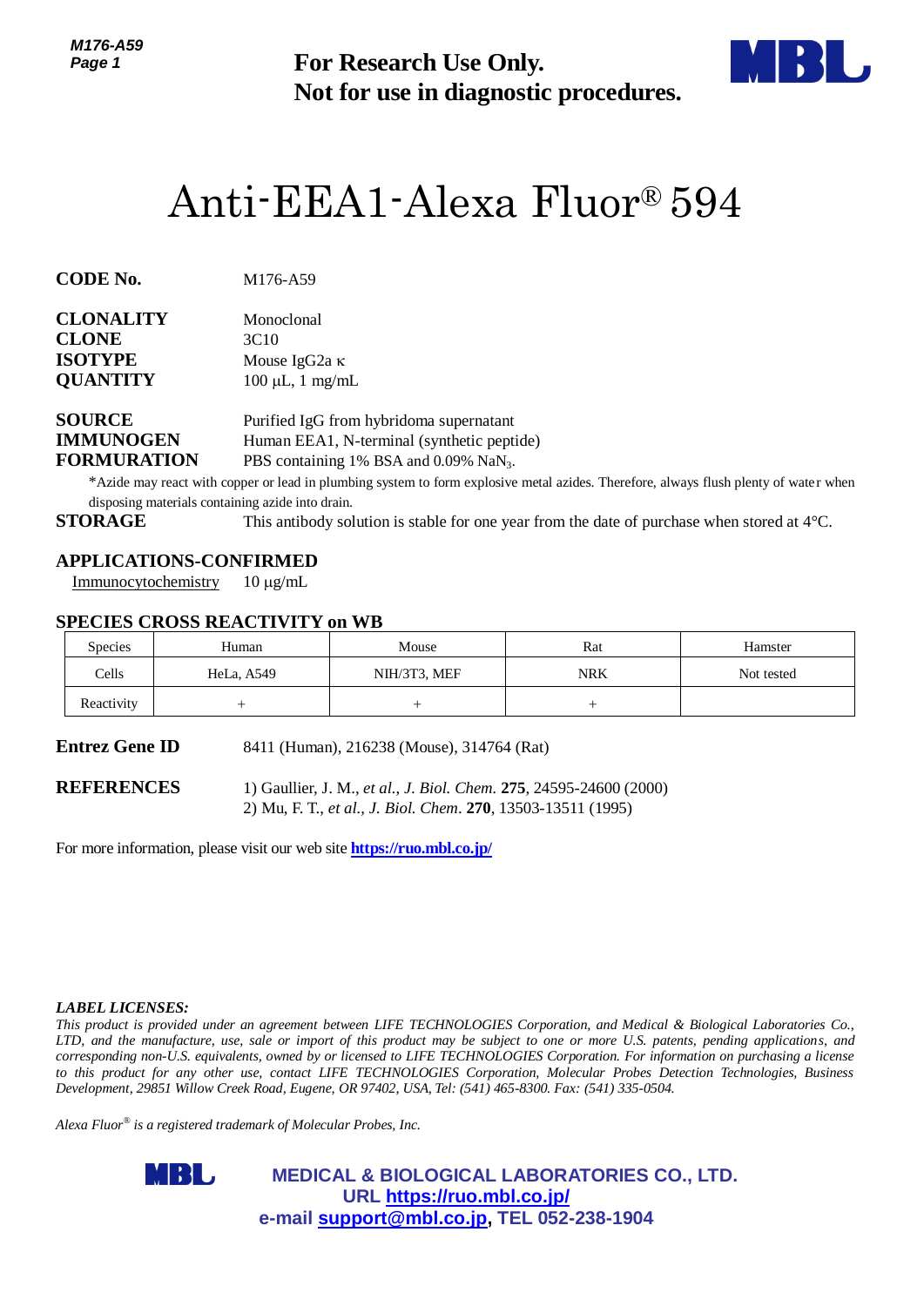For Research Use Only.
Not for use in diagnostic procedures.

# Anti-EEA1-Alexa Fluor® 594

**CODE No.** M176-A59

**CLONALITY** Monoclonal
**CLONE** 3C10
**ISOTYPE** Mouse IgG2a κ
**QUANTITY** 100 µL, 1 mg/mL

**SOURCE** Purified IgG from hybridoma supernatant
**IMMUNOGEN** Human EEA1, N-terminal (synthetic peptide)
**FORMURATION** PBS containing 1% BSA and 0.09% $NaN_3$.

*Azide may react with copper or lead in plumbing system to form explosive metal azides. Therefore, always flush plenty of water when disposing materials containing azide into drain.

**STORAGE** This antibody solution is stable for one year from the date of purchase when stored at 4°C.

## APPLICATIONS-CONFIRMED

Immunocytochemistry 10 µg/mL

## SPECIES CROSS REACTIVITY on WB

| Species | Human | Mouse | Rat | Hamster |
|---|---|---|---|---|
| Cells | HeLa, A549 | NIH/3T3, MEF | NRK | Not tested |
| Reactivity | + | + | + | |

**Entrez Gene ID** 8411 (Human), 216238 (Mouse), 314764 (Rat)

**REFERENCES**
1) Gaullier, J. M., *et al., J. Biol. Chem.* **275**, 24595-24600 (2000)
2) Mu, F. T., *et al., J. Biol. Chem*. **270**, 13503-13511 (1995)

For more information, please visit our web site **https://ruo.mbl.co.jp/**

***LABEL LICENSES:***
*This product is provided under an agreement between LIFE TECHNOLOGIES Corporation, and Medical & Biological Laboratories Co., LTD, and the manufacture, use, sale or import of this product may be subject to one or more U.S. patents, pending applications, and corresponding non-U.S. equivalents, owned by or licensed to LIFE TECHNOLOGIES Corporation. For information on purchasing a license to this product for any other use, contact LIFE TECHNOLOGIES Corporation, Molecular Probes Detection Technologies, Business Development, 29851 Willow Creek Road, Eugene, OR 97402, USA, Tel: (541) 465-8300. Fax: (541) 335-0504.*

*Alexa Fluor® is a registered trademark of Molecular Probes, Inc.*

**MEDICAL & BIOLOGICAL LABORATORIES CO., LTD.**
**URL https://ruo.mbl.co.jp/**
**e-mail support@mbl.co.jp, TEL 052-238-1904**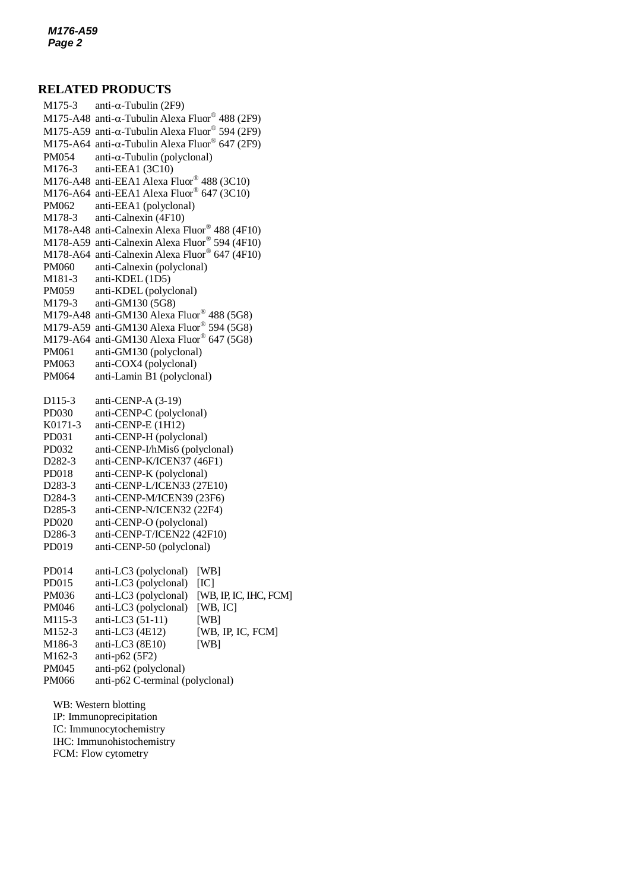## RELATED PRODUCTS

| | |
|---|---|
| M175-3 | anti-α-Tubulin (2F9) |
| M175-A48 | anti-α-Tubulin Alexa Fluor® 488 (2F9) |
| M175-A59 | anti-α-Tubulin Alexa Fluor® 594 (2F9) |
| M175-A64 | anti-α-Tubulin Alexa Fluor® 647 (2F9) |
| PM054 | anti-α-Tubulin (polyclonal) |
| M176-3 | anti-EEA1 (3C10) |
| M176-A48 | anti-EEA1 Alexa Fluor® 488 (3C10) |
| M176-A64 | anti-EEA1 Alexa Fluor® 647 (3C10) |
| PM062 | anti-EEA1 (polyclonal) |
| M178-3 | anti-Calnexin (4F10) |
| M178-A48 | anti-Calnexin Alexa Fluor® 488 (4F10) |
| M178-A59 | anti-Calnexin Alexa Fluor® 594 (4F10) |
| M178-A64 | anti-Calnexin Alexa Fluor® 647 (4F10) |
| PM060 | anti-Calnexin (polyclonal) |
| M181-3 | anti-KDEL (1D5) |
| PM059 | anti-KDEL (polyclonal) |
| M179-3 | anti-GM130 (5G8) |
| M179-A48 | anti-GM130 Alexa Fluor® 488 (5G8) |
| M179-A59 | anti-GM130 Alexa Fluor® 594 (5G8) |
| M179-A64 | anti-GM130 Alexa Fluor® 647 (5G8) |
| PM061 | anti-GM130 (polyclonal) |
| PM063 | anti-COX4 (polyclonal) |
| PM064 | anti-Lamin B1 (polyclonal) |

| | |
|---|---|
| D115-3 | anti-CENP-A (3-19) |
| PD030 | anti-CENP-C (polyclonal) |
| K0171-3 | anti-CENP-E (1H12) |
| PD031 | anti-CENP-H (polyclonal) |
| PD032 | anti-CENP-I/hMis6 (polyclonal) |
| D282-3 | anti-CENP-K/ICEN37 (46F1) |
| PD018 | anti-CENP-K (polyclonal) |
| D283-3 | anti-CENP-L/ICEN33 (27E10) |
| D284-3 | anti-CENP-M/ICEN39 (23F6) |
| D285-3 | anti-CENP-N/ICEN32 (22F4) |
| PD020 | anti-CENP-O (polyclonal) |
| D286-3 | anti-CENP-T/ICEN22 (42F10) |
| PD019 | anti-CENP-50 (polyclonal) |

| | | |
|---|---|---|
| PD014 | anti-LC3 (polyclonal) | [WB] |
| PD015 | anti-LC3 (polyclonal) | [IC] |
| PM036 | anti-LC3 (polyclonal) | [WB, IP, IC, IHC, FCM] |
| PM046 | anti-LC3 (polyclonal) | [WB, IC] |
| M115-3 | anti-LC3 (51-11) | [WB] |
| M152-3 | anti-LC3 (4E12) | [WB, IP, IC, FCM] |
| M186-3 | anti-LC3 (8E10) | [WB] |
| M162-3 | anti-p62 (5F2) | |
| PM045 | anti-p62 (polyclonal) | |
| PM066 | anti-p62 C-terminal (polyclonal) | |

WB: Western blotting  
IP: Immunoprecipitation  
IC: Immunocytochemistry  
IHC: Immunohistochemistry  
FCM: Flow cytometry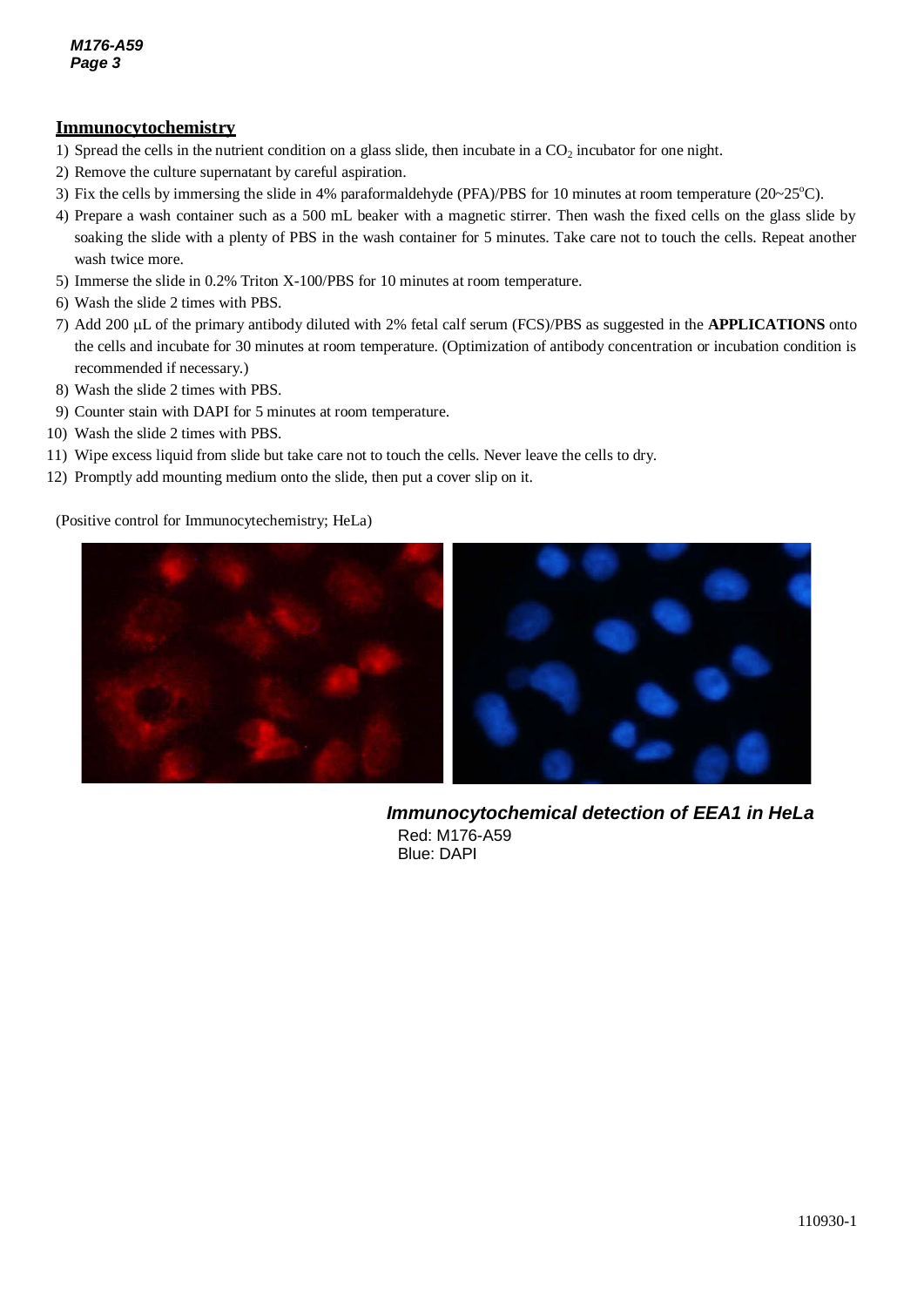## Immunocytochemistry

1) Spread the cells in the nutrient condition on a glass slide, then incubate in a $CO_2$ incubator for one night.
2) Remove the culture supernatant by careful aspiration.
3) Fix the cells by immersing the slide in 4% paraformaldehyde (PFA)/PBS for 10 minutes at room temperature (20~25°C).
4) Prepare a wash container such as a 500 mL beaker with a magnetic stirrer. Then wash the fixed cells on the glass slide by soaking the slide with a plenty of PBS in the wash container for 5 minutes. Take care not to touch the cells. Repeat another wash twice more.
5) Immerse the slide in 0.2% Triton X-100/PBS for 10 minutes at room temperature.
6) Wash the slide 2 times with PBS.
7) Add 200 μL of the primary antibody diluted with 2% fetal calf serum (FCS)/PBS as suggested in the **APPLICATIONS** onto the cells and incubate for 30 minutes at room temperature. (Optimization of antibody concentration or incubation condition is recommended if necessary.)
8) Wash the slide 2 times with PBS.
9) Counter stain with DAPI for 5 minutes at room temperature.
10) Wash the slide 2 times with PBS.
11) Wipe excess liquid from slide but take care not to touch the cells. Never leave the cells to dry.
12) Promptly add mounting medium onto the slide, then put a cover slip on it.

(Positive control for Immunocytechemistry; HeLa)

***Immunocytochemical detection of EEA1 in HeLa***
Red: M176-A59
Blue: DAPI

110930-1